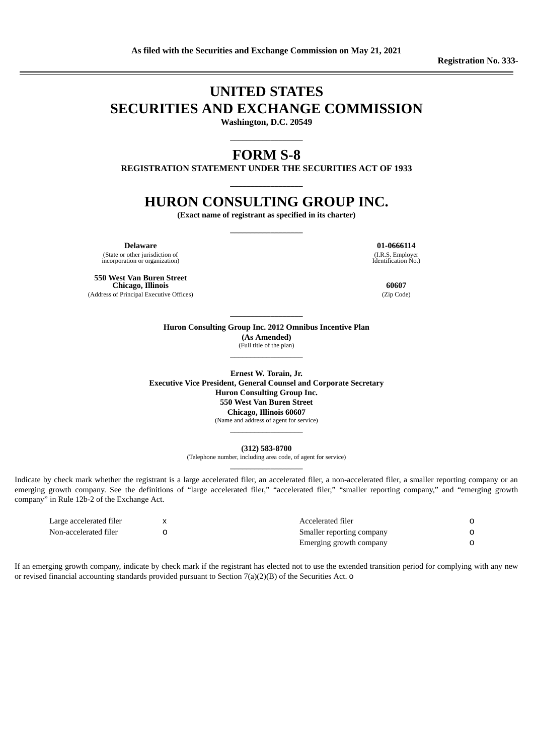**As filed with the Securities and Exchange Commission on May 21, 2021**

**Registration No. 333-**

# UNITED STATES
# SECURITIES AND EXCHANGE COMMISSION

**Washington, D.C. 20549**

---

# FORM S-8

**REGISTRATION STATEMENT UNDER THE SECURITIES ACT OF 1933**

---

# HURON CONSULTING GROUP INC.

**(Exact name of registrant as specified in its charter)**

---

| **Delaware** | **01-0666114** |
|---|---|
| (State or other jurisdiction of incorporation or organization) | (I.R.S. Employer Identification No.) |
| **550 West Van Buren Street Chicago, Illinois** | **60607** |
| (Address of Principal Executive Offices) | (Zip Code) |

---

**Huron Consulting Group Inc. 2012 Omnibus Incentive Plan**

**(As Amended)**

(Full title of the plan)

---

**Ernest W. Torain, Jr.**
**Executive Vice President, General Counsel and Corporate Secretary**
**Huron Consulting Group Inc.**
**550 West Van Buren Street**
**Chicago, Illinois 60607**
(Name and address of agent for service)

---

**(312) 583-8700**
(Telephone number, including area code, of agent for service)

---

Indicate by check mark whether the registrant is a large accelerated filer, an accelerated filer, a non-accelerated filer, a smaller reporting company or an emerging growth company. See the definitions of "large accelerated filer," "accelerated filer," "smaller reporting company," and "emerging growth company" in Rule 12b-2 of the Exchange Act.

| | | | |
|---|---|---|---|
| Large accelerated filer | x | Accelerated filer | o |
| Non-accelerated filer | o | Smaller reporting company | o |
| | | Emerging growth company | o |

If an emerging growth company, indicate by check mark if the registrant has elected not to use the extended transition period for complying with any new or revised financial accounting standards provided pursuant to Section 7(a)(2)(B) of the Securities Act. o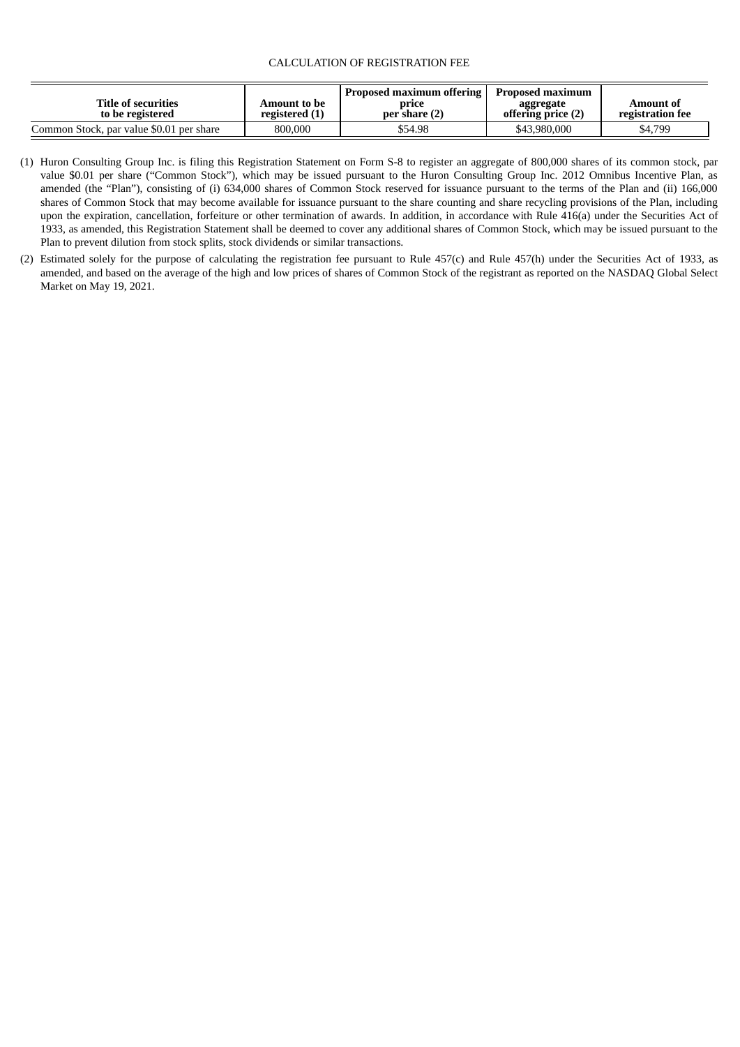CALCULATION OF REGISTRATION FEE

| Title of securities to be registered | Amount to be registered (1) | Proposed maximum offering price per share (2) | Proposed maximum aggregate offering price (2) | Amount of registration fee |
|---|---|---|---|---|
| Common Stock, par value $0.01 per share | 800,000 | $54.98 | $43,980,000 | $4,799 |

(1) Huron Consulting Group Inc. is filing this Registration Statement on Form S-8 to register an aggregate of 800,000 shares of its common stock, par value $0.01 per share ("Common Stock"), which may be issued pursuant to the Huron Consulting Group Inc. 2012 Omnibus Incentive Plan, as amended (the "Plan"), consisting of (i) 634,000 shares of Common Stock reserved for issuance pursuant to the terms of the Plan and (ii) 166,000 shares of Common Stock that may become available for issuance pursuant to the share counting and share recycling provisions of the Plan, including upon the expiration, cancellation, forfeiture or other termination of awards. In addition, in accordance with Rule 416(a) under the Securities Act of 1933, as amended, this Registration Statement shall be deemed to cover any additional shares of Common Stock, which may be issued pursuant to the Plan to prevent dilution from stock splits, stock dividends or similar transactions.

(2) Estimated solely for the purpose of calculating the registration fee pursuant to Rule 457(c) and Rule 457(h) under the Securities Act of 1933, as amended, and based on the average of the high and low prices of shares of Common Stock of the registrant as reported on the NASDAQ Global Select Market on May 19, 2021.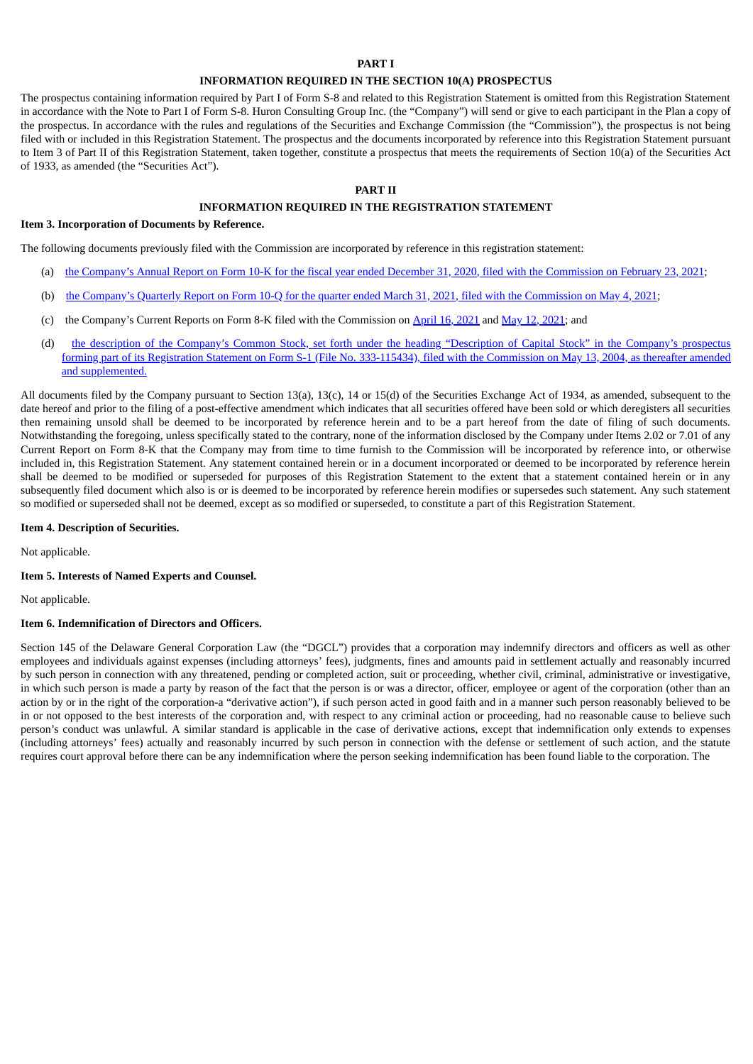# PART I

## INFORMATION REQUIRED IN THE SECTION 10(A) PROSPECTUS

The prospectus containing information required by Part I of Form S-8 and related to this Registration Statement is omitted from this Registration Statement in accordance with the Note to Part I of Form S-8. Huron Consulting Group Inc. (the "Company") will send or give to each participant in the Plan a copy of the prospectus. In accordance with the rules and regulations of the Securities and Exchange Commission (the "Commission"), the prospectus is not being filed with or included in this Registration Statement. The prospectus and the documents incorporated by reference into this Registration Statement pursuant to Item 3 of Part II of this Registration Statement, taken together, constitute a prospectus that meets the requirements of Section 10(a) of the Securities Act of 1933, as amended (the "Securities Act").

# PART II

## INFORMATION REQUIRED IN THE REGISTRATION STATEMENT

### Item 3. Incorporation of Documents by Reference.

The following documents previously filed with the Commission are incorporated by reference in this registration statement:

(a) the Company's Annual Report on Form 10-K for the fiscal year ended December 31, 2020, filed with the Commission on February 23, 2021;

(b) the Company's Quarterly Report on Form 10-Q for the quarter ended March 31, 2021, filed with the Commission on May 4, 2021;

(c) the Company's Current Reports on Form 8-K filed with the Commission on April 16, 2021 and May 12, 2021; and

(d) the description of the Company's Common Stock, set forth under the heading "Description of Capital Stock" in the Company's prospectus forming part of its Registration Statement on Form S-1 (File No. 333-115434), filed with the Commission on May 13, 2004, as thereafter amended and supplemented.

All documents filed by the Company pursuant to Section 13(a), 13(c), 14 or 15(d) of the Securities Exchange Act of 1934, as amended, subsequent to the date hereof and prior to the filing of a post-effective amendment which indicates that all securities offered have been sold or which deregisters all securities then remaining unsold shall be deemed to be incorporated by reference herein and to be a part hereof from the date of filing of such documents. Notwithstanding the foregoing, unless specifically stated to the contrary, none of the information disclosed by the Company under Items 2.02 or 7.01 of any Current Report on Form 8-K that the Company may from time to time furnish to the Commission will be incorporated by reference into, or otherwise included in, this Registration Statement. Any statement contained herein or in a document incorporated or deemed to be incorporated by reference herein shall be deemed to be modified or superseded for purposes of this Registration Statement to the extent that a statement contained herein or in any subsequently filed document which also is or is deemed to be incorporated by reference herein modifies or supersedes such statement. Any such statement so modified or superseded shall not be deemed, except as so modified or superseded, to constitute a part of this Registration Statement.

### Item 4. Description of Securities.

Not applicable.

### Item 5. Interests of Named Experts and Counsel.

Not applicable.

### Item 6. Indemnification of Directors and Officers.

Section 145 of the Delaware General Corporation Law (the "DGCL") provides that a corporation may indemnify directors and officers as well as other employees and individuals against expenses (including attorneys' fees), judgments, fines and amounts paid in settlement actually and reasonably incurred by such person in connection with any threatened, pending or completed action, suit or proceeding, whether civil, criminal, administrative or investigative, in which such person is made a party by reason of the fact that the person is or was a director, officer, employee or agent of the corporation (other than an action by or in the right of the corporation-a "derivative action"), if such person acted in good faith and in a manner such person reasonably believed to be in or not opposed to the best interests of the corporation and, with respect to any criminal action or proceeding, had no reasonable cause to believe such person's conduct was unlawful. A similar standard is applicable in the case of derivative actions, except that indemnification only extends to expenses (including attorneys' fees) actually and reasonably incurred by such person in connection with the defense or settlement of such action, and the statute requires court approval before there can be any indemnification where the person seeking indemnification has been found liable to the corporation. The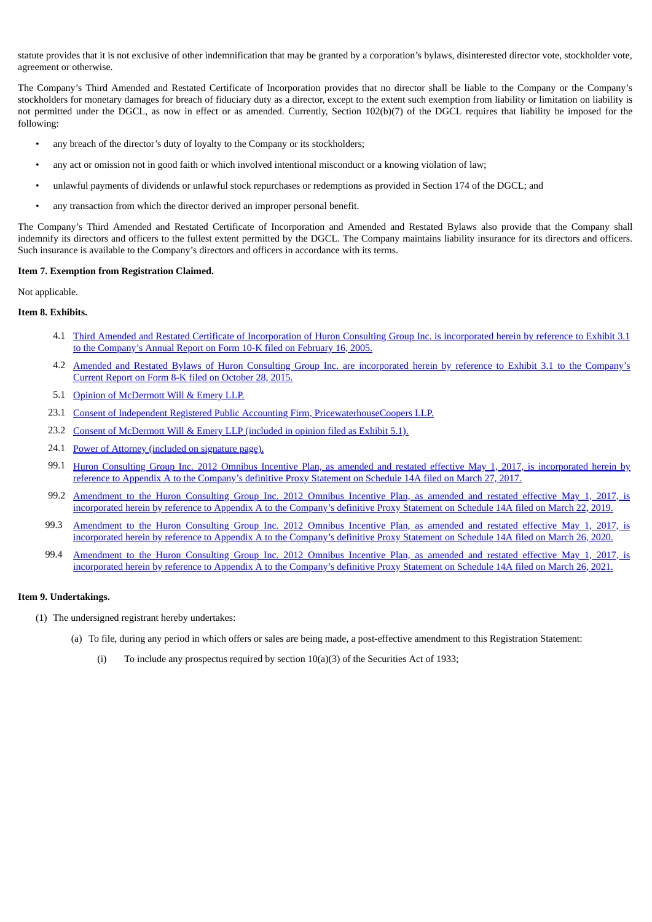statute provides that it is not exclusive of other indemnification that may be granted by a corporation's bylaws, disinterested director vote, stockholder vote, agreement or otherwise.

The Company's Third Amended and Restated Certificate of Incorporation provides that no director shall be liable to the Company or the Company's stockholders for monetary damages for breach of fiduciary duty as a director, except to the extent such exemption from liability or limitation on liability is not permitted under the DGCL, as now in effect or as amended. Currently, Section 102(b)(7) of the DGCL requires that liability be imposed for the following:

- any breach of the director's duty of loyalty to the Company or its stockholders;
- any act or omission not in good faith or which involved intentional misconduct or a knowing violation of law;
- unlawful payments of dividends or unlawful stock repurchases or redemptions as provided in Section 174 of the DGCL; and
- any transaction from which the director derived an improper personal benefit.

The Company's Third Amended and Restated Certificate of Incorporation and Amended and Restated Bylaws also provide that the Company shall indemnify its directors and officers to the fullest extent permitted by the DGCL. The Company maintains liability insurance for its directors and officers. Such insurance is available to the Company's directors and officers in accordance with its terms.

**Item 7. Exemption from Registration Claimed.**

Not applicable.

**Item 8. Exhibits.**

4.1 Third Amended and Restated Certificate of Incorporation of Huron Consulting Group Inc. is incorporated herein by reference to Exhibit 3.1 to the Company's Annual Report on Form 10-K filed on February 16, 2005.

4.2 Amended and Restated Bylaws of Huron Consulting Group Inc. are incorporated herein by reference to Exhibit 3.1 to the Company's Current Report on Form 8-K filed on October 28, 2015.

5.1 Opinion of McDermott Will & Emery LLP.

23.1 Consent of Independent Registered Public Accounting Firm, PricewaterhouseCoopers LLP.

23.2 Consent of McDermott Will & Emery LLP (included in opinion filed as Exhibit 5.1).

24.1 Power of Attorney (included on signature page).

99.1 Huron Consulting Group Inc. 2012 Omnibus Incentive Plan, as amended and restated effective May 1, 2017, is incorporated herein by reference to Appendix A to the Company's definitive Proxy Statement on Schedule 14A filed on March 27, 2017.

99.2 Amendment to the Huron Consulting Group Inc. 2012 Omnibus Incentive Plan, as amended and restated effective May 1, 2017, is incorporated herein by reference to Appendix A to the Company's definitive Proxy Statement on Schedule 14A filed on March 22, 2019.

99.3 Amendment to the Huron Consulting Group Inc. 2012 Omnibus Incentive Plan, as amended and restated effective May 1, 2017, is incorporated herein by reference to Appendix A to the Company's definitive Proxy Statement on Schedule 14A filed on March 26, 2020.

99.4 Amendment to the Huron Consulting Group Inc. 2012 Omnibus Incentive Plan, as amended and restated effective May 1, 2017, is incorporated herein by reference to Appendix A to the Company's definitive Proxy Statement on Schedule 14A filed on March 26, 2021.

**Item 9. Undertakings.**

(1) The undersigned registrant hereby undertakes:

(a) To file, during any period in which offers or sales are being made, a post-effective amendment to this Registration Statement:

(i) To include any prospectus required by section 10(a)(3) of the Securities Act of 1933;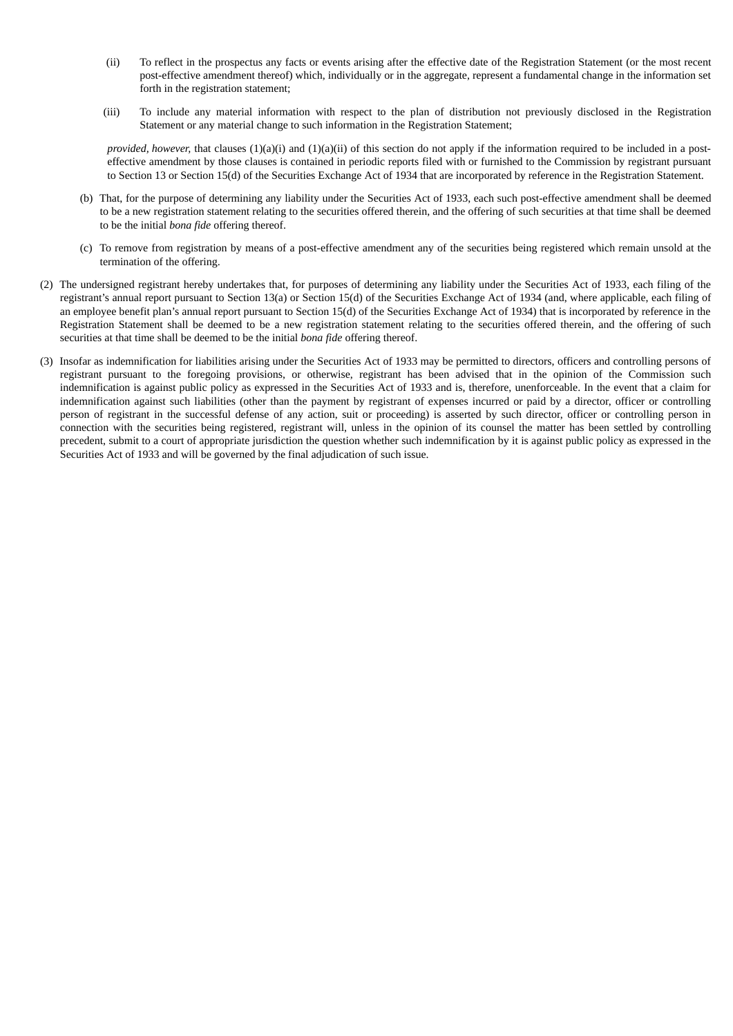(ii) To reflect in the prospectus any facts or events arising after the effective date of the Registration Statement (or the most recent post-effective amendment thereof) which, individually or in the aggregate, represent a fundamental change in the information set forth in the registration statement;

(iii) To include any material information with respect to the plan of distribution not previously disclosed in the Registration Statement or any material change to such information in the Registration Statement;

*provided, however,* that clauses (1)(a)(i) and (1)(a)(ii) of this section do not apply if the information required to be included in a post-effective amendment by those clauses is contained in periodic reports filed with or furnished to the Commission by registrant pursuant to Section 13 or Section 15(d) of the Securities Exchange Act of 1934 that are incorporated by reference in the Registration Statement.

(b) That, for the purpose of determining any liability under the Securities Act of 1933, each such post-effective amendment shall be deemed to be a new registration statement relating to the securities offered therein, and the offering of such securities at that time shall be deemed to be the initial *bona fide* offering thereof.

(c) To remove from registration by means of a post-effective amendment any of the securities being registered which remain unsold at the termination of the offering.

(2) The undersigned registrant hereby undertakes that, for purposes of determining any liability under the Securities Act of 1933, each filing of the registrant's annual report pursuant to Section 13(a) or Section 15(d) of the Securities Exchange Act of 1934 (and, where applicable, each filing of an employee benefit plan's annual report pursuant to Section 15(d) of the Securities Exchange Act of 1934) that is incorporated by reference in the Registration Statement shall be deemed to be a new registration statement relating to the securities offered therein, and the offering of such securities at that time shall be deemed to be the initial *bona fide* offering thereof.

(3) Insofar as indemnification for liabilities arising under the Securities Act of 1933 may be permitted to directors, officers and controlling persons of registrant pursuant to the foregoing provisions, or otherwise, registrant has been advised that in the opinion of the Commission such indemnification is against public policy as expressed in the Securities Act of 1933 and is, therefore, unenforceable. In the event that a claim for indemnification against such liabilities (other than the payment by registrant of expenses incurred or paid by a director, officer or controlling person of registrant in the successful defense of any action, suit or proceeding) is asserted by such director, officer or controlling person in connection with the securities being registered, registrant will, unless in the opinion of its counsel the matter has been settled by controlling precedent, submit to a court of appropriate jurisdiction the question whether such indemnification by it is against public policy as expressed in the Securities Act of 1933 and will be governed by the final adjudication of such issue.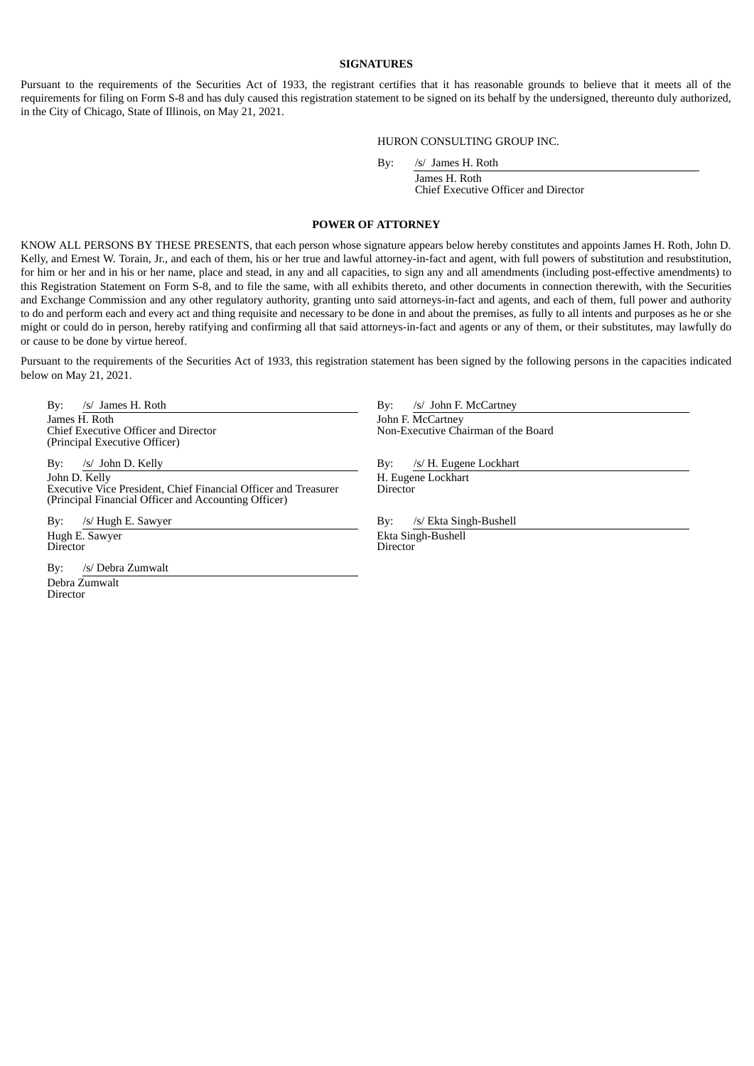## SIGNATURES

Pursuant to the requirements of the Securities Act of 1933, the registrant certifies that it has reasonable grounds to believe that it meets all of the requirements for filing on Form S-8 and has duly caused this registration statement to be signed on its behalf by the undersigned, thereunto duly authorized, in the City of Chicago, State of Illinois, on May 21, 2021.

HURON CONSULTING GROUP INC.

By: /s/ James H. Roth
James H. Roth
Chief Executive Officer and Director

## POWER OF ATTORNEY

KNOW ALL PERSONS BY THESE PRESENTS, that each person whose signature appears below hereby constitutes and appoints James H. Roth, John D. Kelly, and Ernest W. Torain, Jr., and each of them, his or her true and lawful attorney-in-fact and agent, with full powers of substitution and resubstitution, for him or her and in his or her name, place and stead, in any and all capacities, to sign any and all amendments (including post-effective amendments) to this Registration Statement on Form S-8, and to file the same, with all exhibits thereto, and other documents in connection therewith, with the Securities and Exchange Commission and any other regulatory authority, granting unto said attorneys-in-fact and agents, and each of them, full power and authority to do and perform each and every act and thing requisite and necessary to be done in and about the premises, as fully to all intents and purposes as he or she might or could do in person, hereby ratifying and confirming all that said attorneys-in-fact and agents or any of them, or their substitutes, may lawfully do or cause to be done by virtue hereof.

Pursuant to the requirements of the Securities Act of 1933, this registration statement has been signed by the following persons in the capacities indicated below on May 21, 2021.

By: /s/ James H. Roth
James H. Roth
Chief Executive Officer and Director
(Principal Executive Officer)

By: /s/ John D. Kelly
John D. Kelly
Executive Vice President, Chief Financial Officer and Treasurer
(Principal Financial Officer and Accounting Officer)

By: /s/ Hugh E. Sawyer
Hugh E. Sawyer
Director

By: /s/ Debra Zumwalt
Debra Zumwalt
Director

By: /s/ John F. McCartney
John F. McCartney
Non-Executive Chairman of the Board

By: /s/ H. Eugene Lockhart
H. Eugene Lockhart
Director

By: /s/ Ekta Singh-Bushell
Ekta Singh-Bushell
Director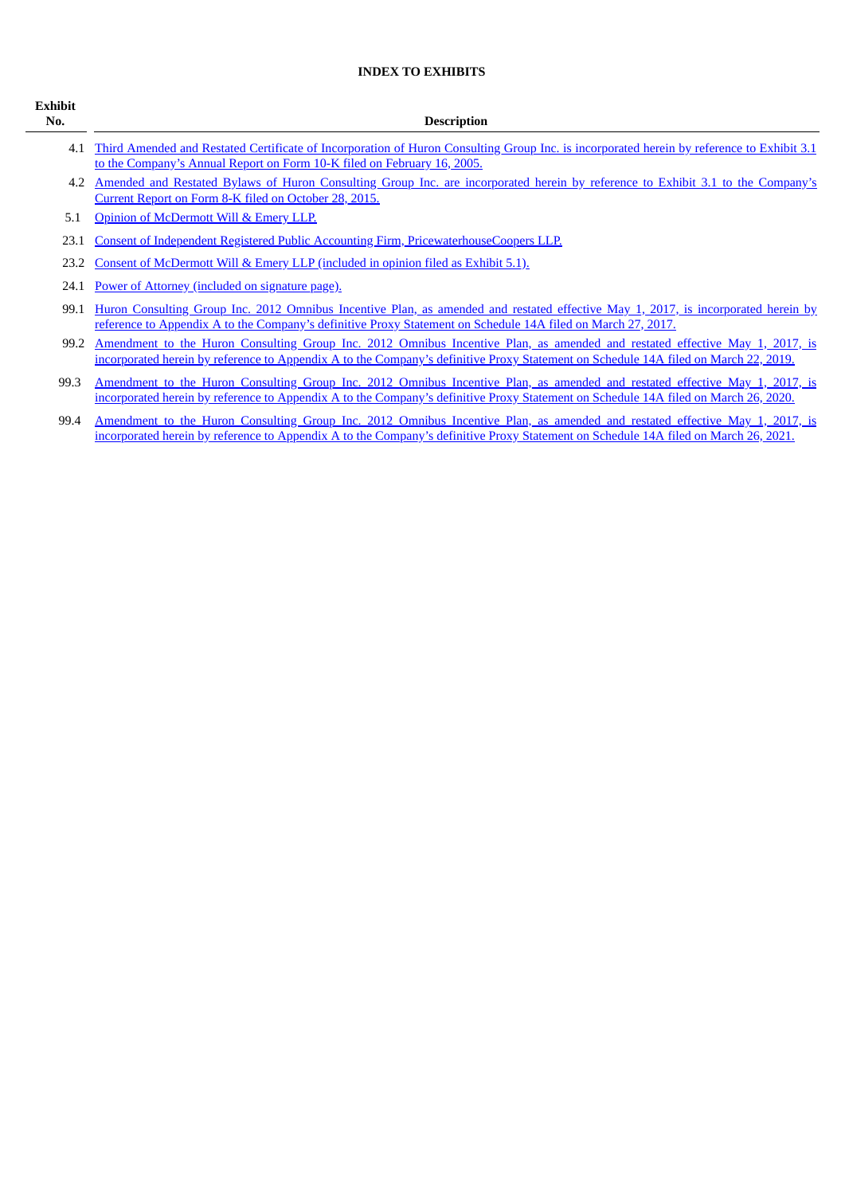**INDEX TO EXHIBITS**

| Exhibit No. | Description |
|---|---|
| 4.1 | Third Amended and Restated Certificate of Incorporation of Huron Consulting Group Inc. is incorporated herein by reference to Exhibit 3.1 to the Company's Annual Report on Form 10-K filed on February 16, 2005. |
| 4.2 | Amended and Restated Bylaws of Huron Consulting Group Inc. are incorporated herein by reference to Exhibit 3.1 to the Company's Current Report on Form 8-K filed on October 28, 2015. |
| 5.1 | Opinion of McDermott Will & Emery LLP. |
| 23.1 | Consent of Independent Registered Public Accounting Firm, PricewaterhouseCoopers LLP. |
| 23.2 | Consent of McDermott Will & Emery LLP (included in opinion filed as Exhibit 5.1). |
| 24.1 | Power of Attorney (included on signature page). |
| 99.1 | Huron Consulting Group Inc. 2012 Omnibus Incentive Plan, as amended and restated effective May 1, 2017, is incorporated herein by reference to Appendix A to the Company's definitive Proxy Statement on Schedule 14A filed on March 27, 2017. |
| 99.2 | Amendment to the Huron Consulting Group Inc. 2012 Omnibus Incentive Plan, as amended and restated effective May 1, 2017, is incorporated herein by reference to Appendix A to the Company's definitive Proxy Statement on Schedule 14A filed on March 22, 2019. |
| 99.3 | Amendment to the Huron Consulting Group Inc. 2012 Omnibus Incentive Plan, as amended and restated effective May 1, 2017, is incorporated herein by reference to Appendix A to the Company's definitive Proxy Statement on Schedule 14A filed on March 26, 2020. |
| 99.4 | Amendment to the Huron Consulting Group Inc. 2012 Omnibus Incentive Plan, as amended and restated effective May 1, 2017, is incorporated herein by reference to Appendix A to the Company's definitive Proxy Statement on Schedule 14A filed on March 26, 2021. |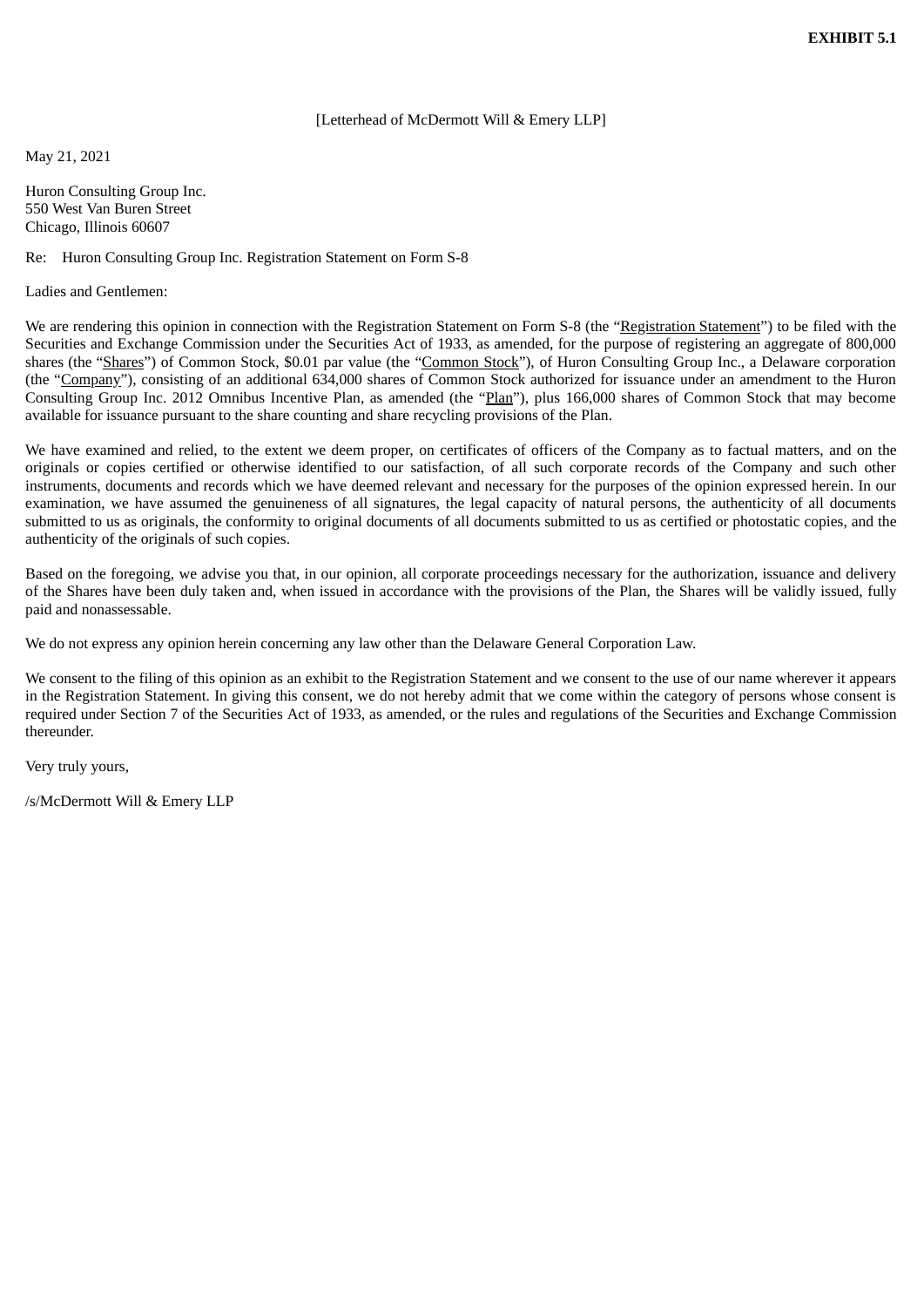**EXHIBIT 5.1**

[Letterhead of McDermott Will & Emery LLP]

May 21, 2021

Huron Consulting Group Inc.
550 West Van Buren Street
Chicago, Illinois 60607

Re: Huron Consulting Group Inc. Registration Statement on Form S-8

Ladies and Gentlemen:

We are rendering this opinion in connection with the Registration Statement on Form S-8 (the "Registration Statement") to be filed with the Securities and Exchange Commission under the Securities Act of 1933, as amended, for the purpose of registering an aggregate of 800,000 shares (the "Shares") of Common Stock, $0.01 par value (the "Common Stock"), of Huron Consulting Group Inc., a Delaware corporation (the "Company"), consisting of an additional 634,000 shares of Common Stock authorized for issuance under an amendment to the Huron Consulting Group Inc. 2012 Omnibus Incentive Plan, as amended (the "Plan"), plus 166,000 shares of Common Stock that may become available for issuance pursuant to the share counting and share recycling provisions of the Plan.

We have examined and relied, to the extent we deem proper, on certificates of officers of the Company as to factual matters, and on the originals or copies certified or otherwise identified to our satisfaction, of all such corporate records of the Company and such other instruments, documents and records which we have deemed relevant and necessary for the purposes of the opinion expressed herein. In our examination, we have assumed the genuineness of all signatures, the legal capacity of natural persons, the authenticity of all documents submitted to us as originals, the conformity to original documents of all documents submitted to us as certified or photostatic copies, and the authenticity of the originals of such copies.

Based on the foregoing, we advise you that, in our opinion, all corporate proceedings necessary for the authorization, issuance and delivery of the Shares have been duly taken and, when issued in accordance with the provisions of the Plan, the Shares will be validly issued, fully paid and nonassessable.

We do not express any opinion herein concerning any law other than the Delaware General Corporation Law.

We consent to the filing of this opinion as an exhibit to the Registration Statement and we consent to the use of our name wherever it appears in the Registration Statement. In giving this consent, we do not hereby admit that we come within the category of persons whose consent is required under Section 7 of the Securities Act of 1933, as amended, or the rules and regulations of the Securities and Exchange Commission thereunder.

Very truly yours,

/s/McDermott Will & Emery LLP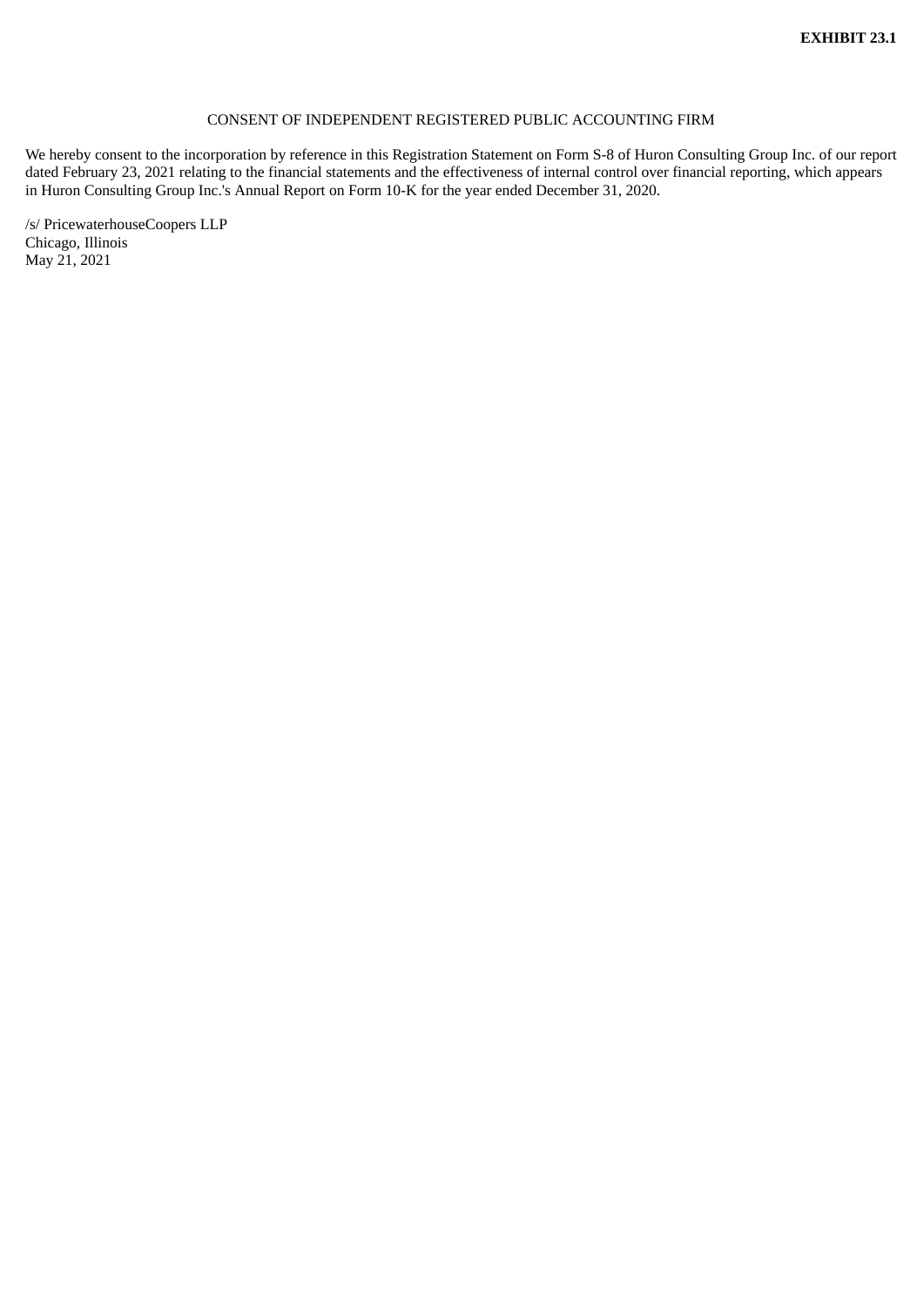**EXHIBIT 23.1**

CONSENT OF INDEPENDENT REGISTERED PUBLIC ACCOUNTING FIRM

We hereby consent to the incorporation by reference in this Registration Statement on Form S-8 of Huron Consulting Group Inc. of our report dated February 23, 2021 relating to the financial statements and the effectiveness of internal control over financial reporting, which appears in Huron Consulting Group Inc.'s Annual Report on Form 10-K for the year ended December 31, 2020.

/s/ PricewaterhouseCoopers LLP
Chicago, Illinois
May 21, 2021